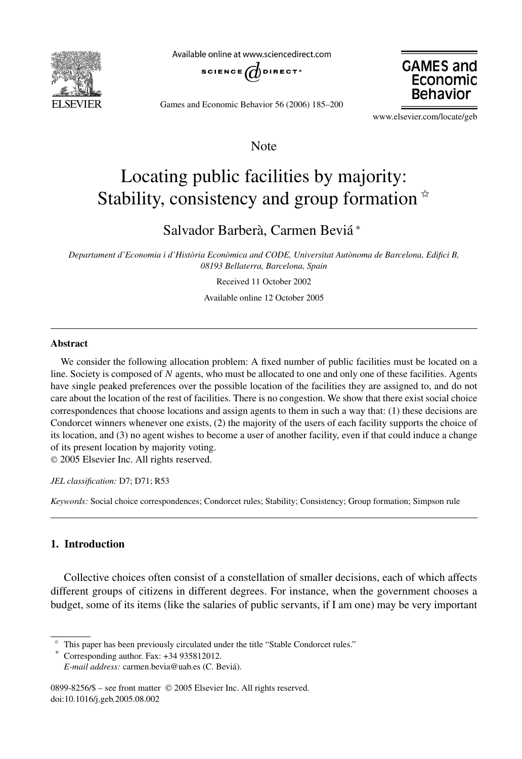Note

# Locating public facilities by majority: Stability, consistency and group formation ☆

Salvador Barberà, Carmen Beviá *

*Departament d'Economia i d'Història Econòmica and CODE, Universitat Autònoma de Barcelona, Edifici B, 08193 Bellaterra, Barcelona, Spain*

Received 11 October 2002

Available online 12 October 2005

## Abstract

We consider the following allocation problem: A fixed number of public facilities must be located on a line. Society is composed of $N$ agents, who must be allocated to one and only one of these facilities. Agents have single peaked preferences over the possible location of the facilities they are assigned to, and do not care about the location of the rest of facilities. There is no congestion. We show that there exist social choice correspondences that choose locations and assign agents to them in such a way that: (1) these decisions are Condorcet winners whenever one exists, (2) the majority of the users of each facility supports the choice of its location, and (3) no agent wishes to become a user of another facility, even if that could induce a change of its present location by majority voting.
© 2005 Elsevier Inc. All rights reserved.

*JEL classification:* D7; D71; R53

*Keywords:* Social choice correspondences; Condorcet rules; Stability; Consistency; Group formation; Simpson rule

## 1. Introduction

Collective choices often consist of a constellation of smaller decisions, each of which affects different groups of citizens in different degrees. For instance, when the government chooses a budget, some of its items (like the salaries of public servants, if I am one) may be very important

☆ This paper has been previously circulated under the title "Stable Condorcet rules."

\* Corresponding author. Fax: +34 935812012.
*E-mail address:* carmen.bevia@uab.es (C. Beviá).

0899-8256/$ – see front matter © 2005 Elsevier Inc. All rights reserved.
doi:10.1016/j.geb.2005.08.002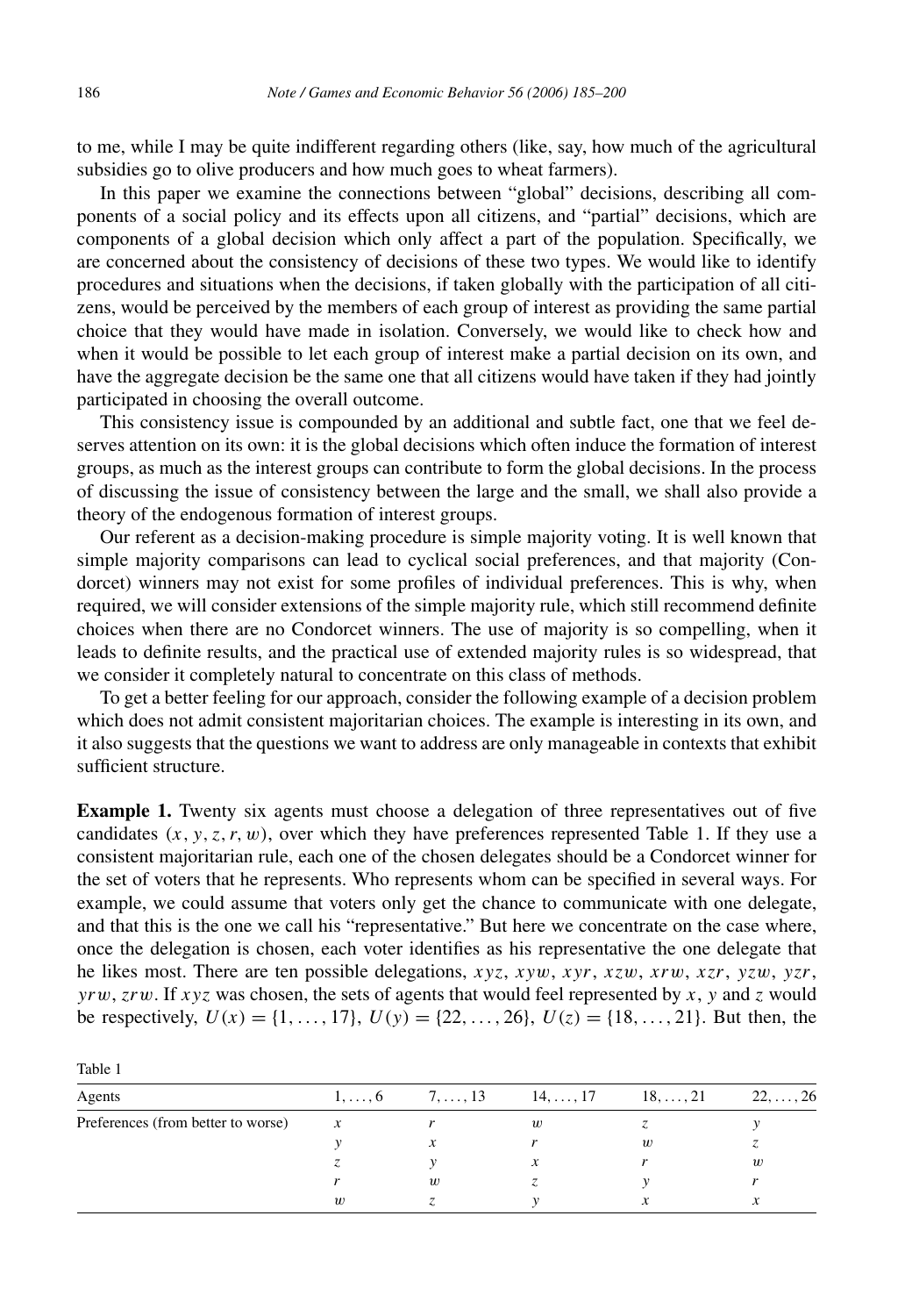to me, while I may be quite indifferent regarding others (like, say, how much of the agricultural subsidies go to olive producers and how much goes to wheat farmers).

In this paper we examine the connections between "global" decisions, describing all components of a social policy and its effects upon all citizens, and "partial" decisions, which are components of a global decision which only affect a part of the population. Specifically, we are concerned about the consistency of decisions of these two types. We would like to identify procedures and situations when the decisions, if taken globally with the participation of all citizens, would be perceived by the members of each group of interest as providing the same partial choice that they would have made in isolation. Conversely, we would like to check how and when it would be possible to let each group of interest make a partial decision on its own, and have the aggregate decision be the same one that all citizens would have taken if they had jointly participated in choosing the overall outcome.

This consistency issue is compounded by an additional and subtle fact, one that we feel deserves attention on its own: it is the global decisions which often induce the formation of interest groups, as much as the interest groups can contribute to form the global decisions. In the process of discussing the issue of consistency between the large and the small, we shall also provide a theory of the endogenous formation of interest groups.

Our referent as a decision-making procedure is simple majority voting. It is well known that simple majority comparisons can lead to cyclical social preferences, and that majority (Condorcet) winners may not exist for some profiles of individual preferences. This is why, when required, we will consider extensions of the simple majority rule, which still recommend definite choices when there are no Condorcet winners. The use of majority is so compelling, when it leads to definite results, and the practical use of extended majority rules is so widespread, that we consider it completely natural to concentrate on this class of methods.

To get a better feeling for our approach, consider the following example of a decision problem which does not admit consistent majoritarian choices. The example is interesting in its own, and it also suggests that the questions we want to address are only manageable in contexts that exhibit sufficient structure.

**Example 1.** Twenty six agents must choose a delegation of three representatives out of five candidates $(x, y, z, r, w)$, over which they have preferences represented Table 1. If they use a consistent majoritarian rule, each one of the chosen delegates should be a Condorcet winner for the set of voters that he represents. Who represents whom can be specified in several ways. For example, we could assume that voters only get the chance to communicate with one delegate, and that this is the one we call his "representative." But here we concentrate on the case where, once the delegation is chosen, each voter identifies as his representative the one delegate that he likes most. There are ten possible delegations, $xyz$, $xyw$, $xyr$, $xzw$, $xrw$, $xzr$, $yzw$, $yzr$, $yrw$, $zrw$. If $xyz$ was chosen, the sets of agents that would feel represented by $x$, $y$ and $z$ would be respectively, $U(x) = \{1, \ldots, 17\}$, $U(y) = \{22, \ldots, 26\}$, $U(z) = \{18, \ldots, 21\}$. But then, the

Table 1

| Agents | $1, \ldots, 6$ | $7, \ldots, 13$ | $14, \ldots, 17$ | $18, \ldots, 21$ | $22, \ldots, 26$ |
|---|---|---|---|---|---|
| Preferences (from better to worse) | $x$ | $r$ | $w$ | $z$ | $y$ |
| | $y$ | $x$ | $r$ | $w$ | $z$ |
| | $z$ | $y$ | $x$ | $r$ | $w$ |
| | $r$ | $w$ | $z$ | $y$ | $r$ |
| | $w$ | $z$ | $y$ | $x$ | $x$ |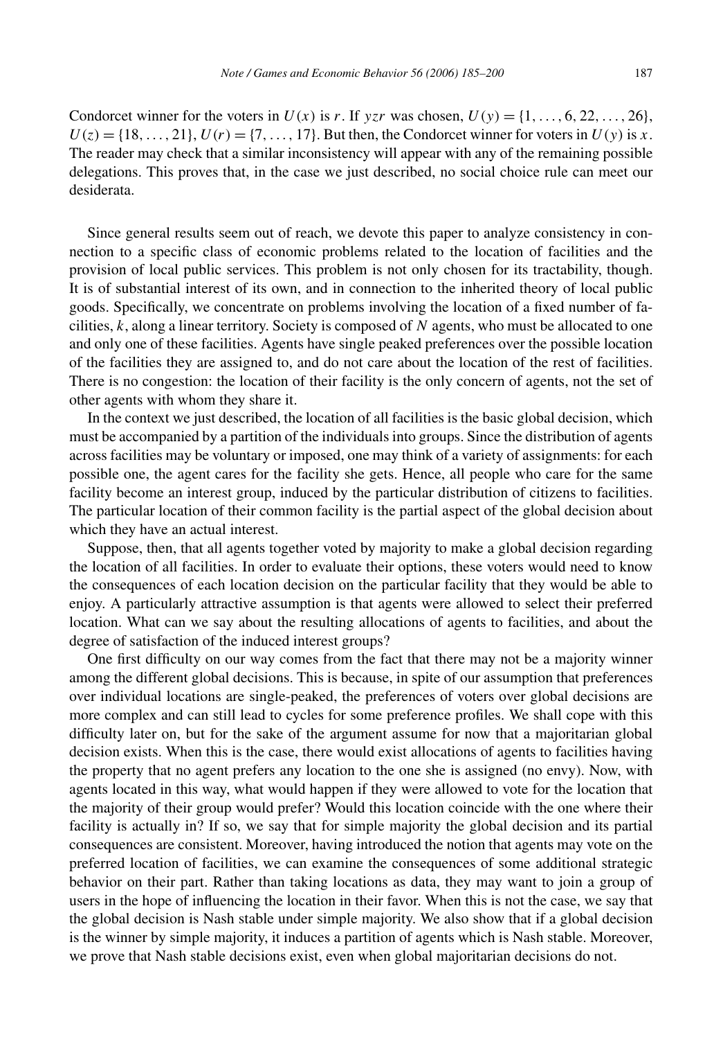Condorcet winner for the voters in $U(x)$ is $r$. If $yzr$ was chosen, $U(y) = \{1, \ldots, 6, 22, \ldots, 26\}$, $U(z) = \{18, \ldots, 21\}$, $U(r) = \{7, \ldots, 17\}$. But then, the Condorcet winner for voters in $U(y)$ is $x$. The reader may check that a similar inconsistency will appear with any of the remaining possible delegations. This proves that, in the case we just described, no social choice rule can meet our desiderata.

Since general results seem out of reach, we devote this paper to analyze consistency in connection to a specific class of economic problems related to the location of facilities and the provision of local public services. This problem is not only chosen for its tractability, though. It is of substantial interest of its own, and in connection to the inherited theory of local public goods. Specifically, we concentrate on problems involving the location of a fixed number of facilities, $k$, along a linear territory. Society is composed of $N$ agents, who must be allocated to one and only one of these facilities. Agents have single peaked preferences over the possible location of the facilities they are assigned to, and do not care about the location of the rest of facilities. There is no congestion: the location of their facility is the only concern of agents, not the set of other agents with whom they share it.

In the context we just described, the location of all facilities is the basic global decision, which must be accompanied by a partition of the individuals into groups. Since the distribution of agents across facilities may be voluntary or imposed, one may think of a variety of assignments: for each possible one, the agent cares for the facility she gets. Hence, all people who care for the same facility become an interest group, induced by the particular distribution of citizens to facilities. The particular location of their common facility is the partial aspect of the global decision about which they have an actual interest.

Suppose, then, that all agents together voted by majority to make a global decision regarding the location of all facilities. In order to evaluate their options, these voters would need to know the consequences of each location decision on the particular facility that they would be able to enjoy. A particularly attractive assumption is that agents were allowed to select their preferred location. What can we say about the resulting allocations of agents to facilities, and about the degree of satisfaction of the induced interest groups?

One first difficulty on our way comes from the fact that there may not be a majority winner among the different global decisions. This is because, in spite of our assumption that preferences over individual locations are single-peaked, the preferences of voters over global decisions are more complex and can still lead to cycles for some preference profiles. We shall cope with this difficulty later on, but for the sake of the argument assume for now that a majoritarian global decision exists. When this is the case, there would exist allocations of agents to facilities having the property that no agent prefers any location to the one she is assigned (no envy). Now, with agents located in this way, what would happen if they were allowed to vote for the location that the majority of their group would prefer? Would this location coincide with the one where their facility is actually in? If so, we say that for simple majority the global decision and its partial consequences are consistent. Moreover, having introduced the notion that agents may vote on the preferred location of facilities, we can examine the consequences of some additional strategic behavior on their part. Rather than taking locations as data, they may want to join a group of users in the hope of influencing the location in their favor. When this is not the case, we say that the global decision is Nash stable under simple majority. We also show that if a global decision is the winner by simple majority, it induces a partition of agents which is Nash stable. Moreover, we prove that Nash stable decisions exist, even when global majoritarian decisions do not.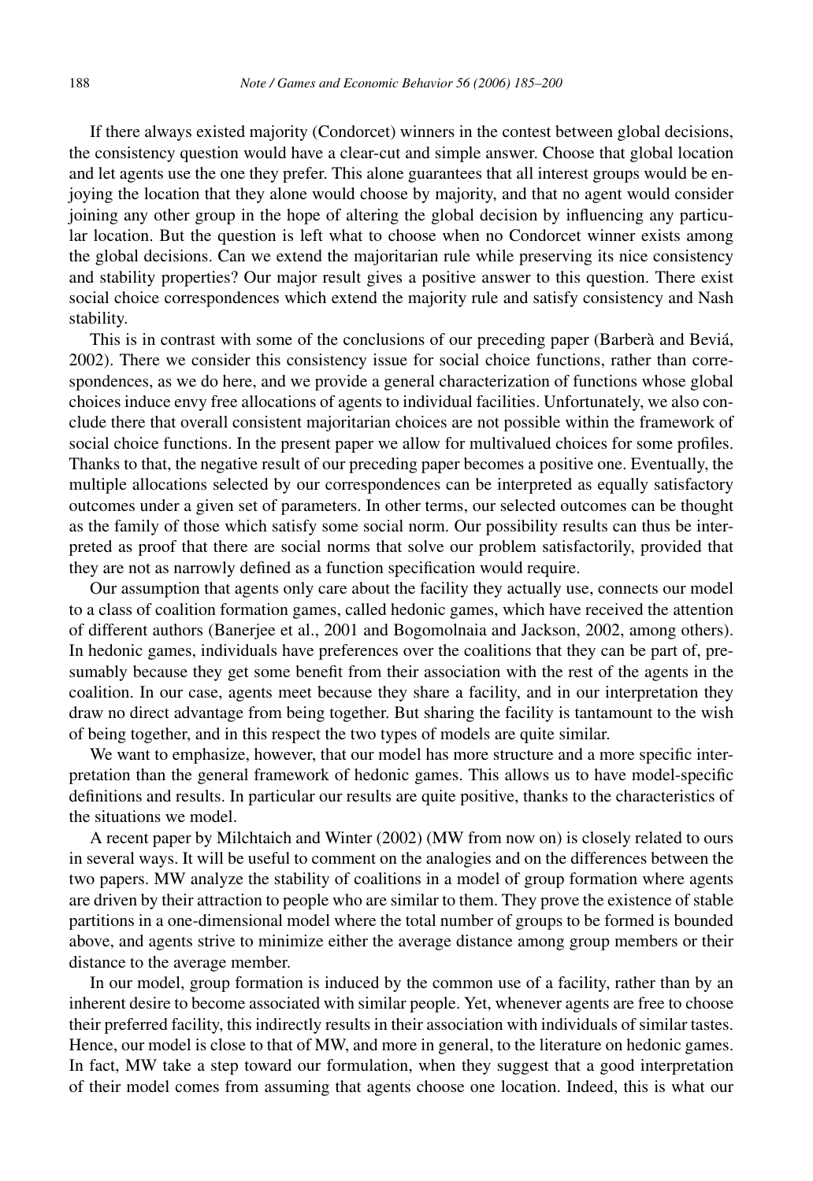If there always existed majority (Condorcet) winners in the contest between global decisions, the consistency question would have a clear-cut and simple answer. Choose that global location and let agents use the one they prefer. This alone guarantees that all interest groups would be enjoying the location that they alone would choose by majority, and that no agent would consider joining any other group in the hope of altering the global decision by influencing any particular location. But the question is left what to choose when no Condorcet winner exists among the global decisions. Can we extend the majoritarian rule while preserving its nice consistency and stability properties? Our major result gives a positive answer to this question. There exist social choice correspondences which extend the majority rule and satisfy consistency and Nash stability.

This is in contrast with some of the conclusions of our preceding paper (Barberà and Beviá, 2002). There we consider this consistency issue for social choice functions, rather than correspondences, as we do here, and we provide a general characterization of functions whose global choices induce envy free allocations of agents to individual facilities. Unfortunately, we also conclude there that overall consistent majoritarian choices are not possible within the framework of social choice functions. In the present paper we allow for multivalued choices for some profiles. Thanks to that, the negative result of our preceding paper becomes a positive one. Eventually, the multiple allocations selected by our correspondences can be interpreted as equally satisfactory outcomes under a given set of parameters. In other terms, our selected outcomes can be thought as the family of those which satisfy some social norm. Our possibility results can thus be interpreted as proof that there are social norms that solve our problem satisfactorily, provided that they are not as narrowly defined as a function specification would require.

Our assumption that agents only care about the facility they actually use, connects our model to a class of coalition formation games, called hedonic games, which have received the attention of different authors (Banerjee et al., 2001 and Bogomolnaia and Jackson, 2002, among others). In hedonic games, individuals have preferences over the coalitions that they can be part of, presumably because they get some benefit from their association with the rest of the agents in the coalition. In our case, agents meet because they share a facility, and in our interpretation they draw no direct advantage from being together. But sharing the facility is tantamount to the wish of being together, and in this respect the two types of models are quite similar.

We want to emphasize, however, that our model has more structure and a more specific interpretation than the general framework of hedonic games. This allows us to have model-specific definitions and results. In particular our results are quite positive, thanks to the characteristics of the situations we model.

A recent paper by Milchtaich and Winter (2002) (MW from now on) is closely related to ours in several ways. It will be useful to comment on the analogies and on the differences between the two papers. MW analyze the stability of coalitions in a model of group formation where agents are driven by their attraction to people who are similar to them. They prove the existence of stable partitions in a one-dimensional model where the total number of groups to be formed is bounded above, and agents strive to minimize either the average distance among group members or their distance to the average member.

In our model, group formation is induced by the common use of a facility, rather than by an inherent desire to become associated with similar people. Yet, whenever agents are free to choose their preferred facility, this indirectly results in their association with individuals of similar tastes. Hence, our model is close to that of MW, and more in general, to the literature on hedonic games. In fact, MW take a step toward our formulation, when they suggest that a good interpretation of their model comes from assuming that agents choose one location. Indeed, this is what our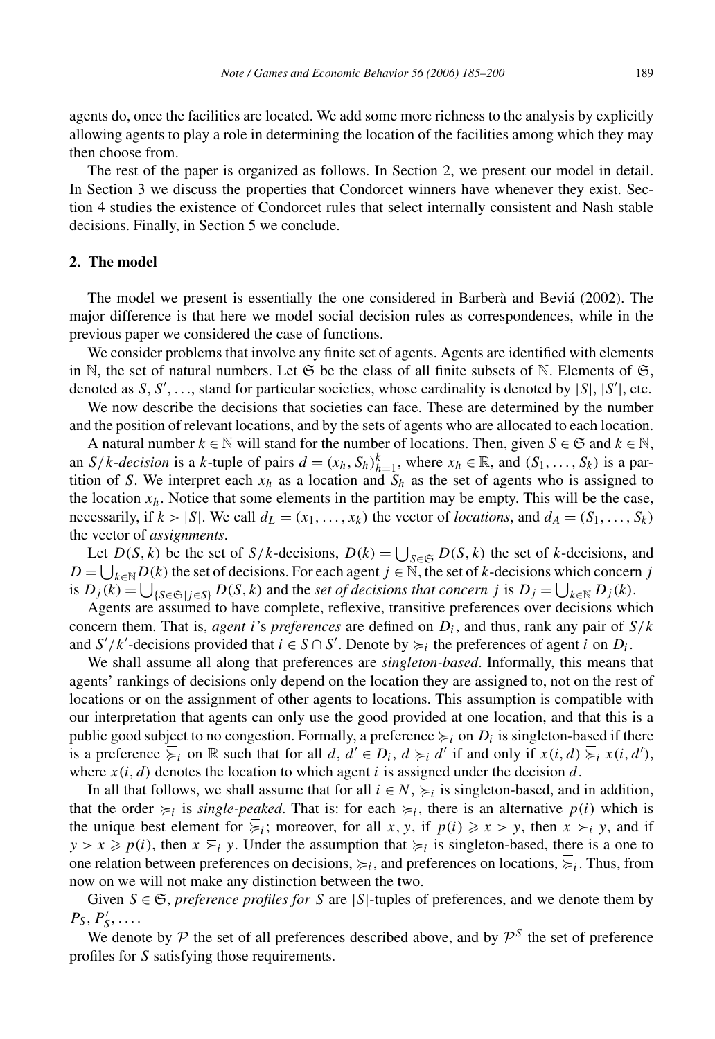agents do, once the facilities are located. We add some more richness to the analysis by explicitly allowing agents to play a role in determining the location of the facilities among which they may then choose from.

The rest of the paper is organized as follows. In Section 2, we present our model in detail. In Section 3 we discuss the properties that Condorcet winners have whenever they exist. Section 4 studies the existence of Condorcet rules that select internally consistent and Nash stable decisions. Finally, in Section 5 we conclude.

## 2. The model

The model we present is essentially the one considered in Barberà and Beviá (2002). The major difference is that here we model social decision rules as correspondences, while in the previous paper we considered the case of functions.

We consider problems that involve any finite set of agents. Agents are identified with elements in $\mathbb{N}$, the set of natural numbers. Let $\mathfrak{S}$ be the class of all finite subsets of $\mathbb{N}$. Elements of $\mathfrak{S}$, denoted as $S, S', \ldots$, stand for particular societies, whose cardinality is denoted by $|S|$, $|S'|$, etc.

We now describe the decisions that societies can face. These are determined by the number and the position of relevant locations, and by the sets of agents who are allocated to each location.

A natural number $k \in \mathbb{N}$ will stand for the number of locations. Then, given $S \in \mathfrak{S}$ and $k \in \mathbb{N}$, an *$S/k$-decision* is a $k$-tuple of pairs $d = (x_h, S_h)_{h=1}^{k}$, where $x_h \in \mathbb{R}$, and $(S_1, \ldots, S_k)$ is a partition of $S$. We interpret each $x_h$ as a location and $S_h$ as the set of agents who is assigned to the location $x_h$. Notice that some elements in the partition may be empty. This will be the case, necessarily, if $k > |S|$. We call $d_L = (x_1, \ldots, x_k)$ the vector of *locations*, and $d_A = (S_1, \ldots, S_k)$ the vector of *assignments*.

Let $D(S,k)$ be the set of $S/k$-decisions, $D(k) = \bigcup_{S \in \mathfrak{S}} D(S,k)$ the set of $k$-decisions, and $D = \bigcup_{k \in \mathbb{N}} D(k)$ the set of decisions. For each agent $j \in \mathbb{N}$, the set of $k$-decisions which concern $j$ is $D_j(k) = \bigcup_{\{S \in \mathfrak{S} \mid j \in S\}} D(S,k)$ and the *set of decisions that concern $j$* is $D_j = \bigcup_{k \in \mathbb{N}} D_j(k)$.

Agents are assumed to have complete, reflexive, transitive preferences over decisions which concern them. That is, *agent $i$'s preferences* are defined on $D_i$, and thus, rank any pair of $S/k$ and $S'/k'$-decisions provided that $i \in S \cap S'$. Denote by $\succcurlyeq_i$ the preferences of agent $i$ on $D_i$.

We shall assume all along that preferences are *singleton-based*. Informally, this means that agents' rankings of decisions only depend on the location they are assigned to, not on the rest of locations or on the assignment of other agents to locations. This assumption is compatible with our interpretation that agents can only use the good provided at one location, and that this is a public good subject to no congestion. Formally, a preference $\succcurlyeq_i$ on $D_i$ is singleton-based if there is a preference $\overline{\succcurlyeq}_i$ on $\mathbb{R}$ such that for all $d, d' \in D_i$, $d \succcurlyeq_i d'$ if and only if $x(i,d) \mathrel{\overline{\succcurlyeq}_i} x(i,d')$, where $x(i,d)$ denotes the location to which agent $i$ is assigned under the decision $d$.

In all that follows, we shall assume that for all $i \in N$, $\succcurlyeq_i$ is singleton-based, and in addition, that the order $\overline{\succcurlyeq}_i$ is *single-peaked*. That is: for each $\overline{\succcurlyeq}_i$, there is an alternative $p(i)$ which is the unique best element for $\overline{\succcurlyeq}_i$; moreover, for all $x, y$, if $p(i) \geqslant x > y$, then $x \mathrel{\overline{\succ}_i} y$, and if $y > x \geqslant p(i)$, then $x \mathrel{\overline{\succ}_i} y$. Under the assumption that $\succcurlyeq_i$ is singleton-based, there is a one to one relation between preferences on decisions, $\succcurlyeq_i$, and preferences on locations, $\overline{\succcurlyeq}_i$. Thus, from now on we will not make any distinction between the two.

Given $S \in \mathfrak{S}$, *preference profiles for $S$* are $|S|$-tuples of preferences, and we denote them by $P_S, P'_S, \ldots$.

We denote by $\mathcal{P}$ the set of all preferences described above, and by $\mathcal{P}^S$ the set of preference profiles for $S$ satisfying those requirements.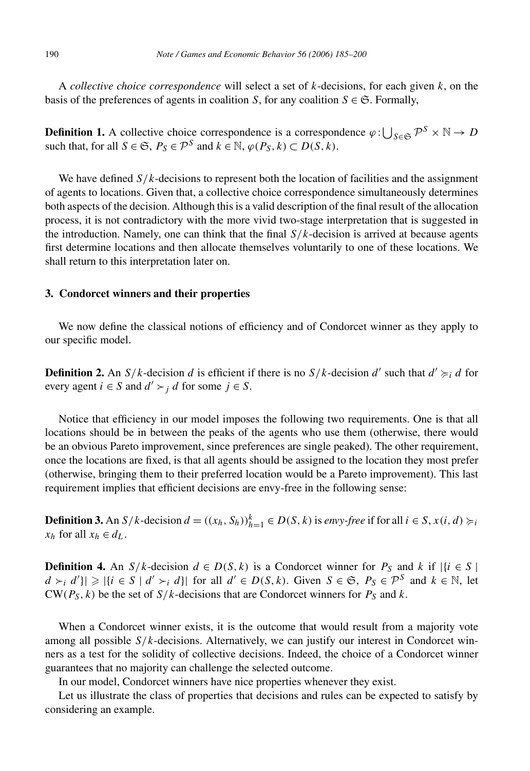A *collective choice correspondence* will select a set of $k$-decisions, for each given $k$, on the basis of the preferences of agents in coalition $S$, for any coalition $S \in \mathfrak{S}$. Formally,

**Definition 1.** A collective choice correspondence is a correspondence $\varphi : \bigcup_{S \in \mathfrak{S}} \mathcal{P}^S \times \mathbb{N} \to D$ such that, for all $S \in \mathfrak{S}$, $P_S \in \mathcal{P}^S$ and $k \in \mathbb{N}$, $\varphi(P_S, k) \subset D(S, k)$.

We have defined $S/k$-decisions to represent both the location of facilities and the assignment of agents to locations. Given that, a collective choice correspondence simultaneously determines both aspects of the decision. Although this is a valid description of the final result of the allocation process, it is not contradictory with the more vivid two-stage interpretation that is suggested in the introduction. Namely, one can think that the final $S/k$-decision is arrived at because agents first determine locations and then allocate themselves voluntarily to one of these locations. We shall return to this interpretation later on.

## 3. Condorcet winners and their properties

We now define the classical notions of efficiency and of Condorcet winner as they apply to our specific model.

**Definition 2.** An $S/k$-decision $d$ is efficient if there is no $S/k$-decision $d'$ such that $d' \succcurlyeq_i d$ for every agent $i \in S$ and $d' \succ_j d$ for some $j \in S$.

Notice that efficiency in our model imposes the following two requirements. One is that all locations should be in between the peaks of the agents who use them (otherwise, there would be an obvious Pareto improvement, since preferences are single peaked). The other requirement, once the locations are fixed, is that all agents should be assigned to the location they most prefer (otherwise, bringing them to their preferred location would be a Pareto improvement). This last requirement implies that efficient decisions are envy-free in the following sense:

**Definition 3.** An $S/k$-decision $d = ((x_h, S_h))_{h=1}^k \in D(S, k)$ is *envy-free* if for all $i \in S$, $x(i, d) \succcurlyeq_i x_h$ for all $x_h \in d_L$.

**Definition 4.** An $S/k$-decision $d \in D(S, k)$ is a Condorcet winner for $P_S$ and $k$ if $|\{i \in S \mid d \succ_i d'\}| \geqslant |\{i \in S \mid d' \succ_i d\}|$ for all $d' \in D(S, k)$. Given $S \in \mathfrak{S}$, $P_S \in \mathcal{P}^S$ and $k \in \mathbb{N}$, let $\mathrm{CW}(P_S, k)$ be the set of $S/k$-decisions that are Condorcet winners for $P_S$ and $k$.

When a Condorcet winner exists, it is the outcome that would result from a majority vote among all possible $S/k$-decisions. Alternatively, we can justify our interest in Condorcet winners as a test for the solidity of collective decisions. Indeed, the choice of a Condorcet winner guarantees that no majority can challenge the selected outcome.

In our model, Condorcet winners have nice properties whenever they exist.

Let us illustrate the class of properties that decisions and rules can be expected to satisfy by considering an example.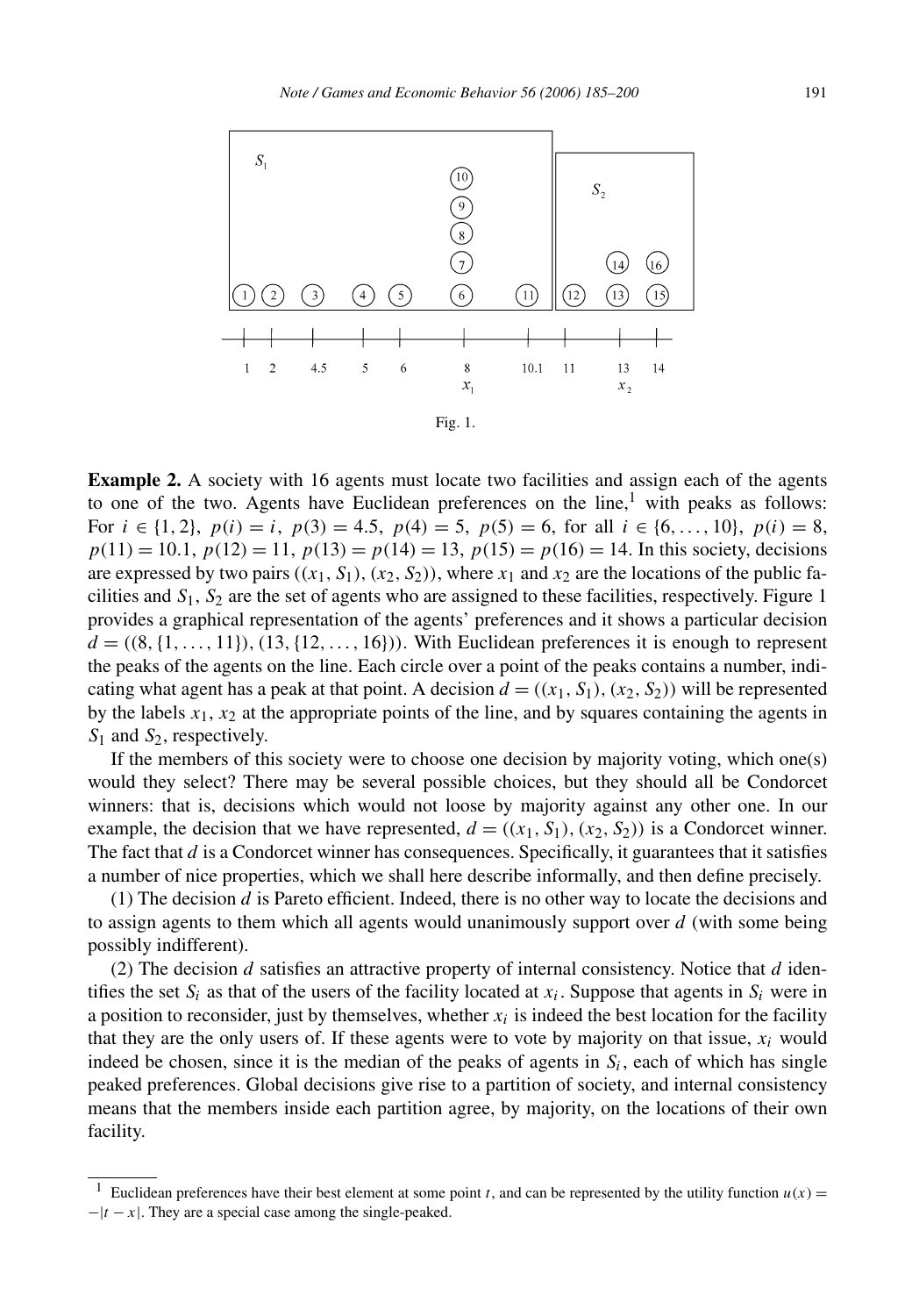Fig. 1.

**Example 2.** A society with 16 agents must locate two facilities and assign each of the agents to one of the two. Agents have Euclidean preferences on the line,[1] with peaks as follows: For $i \in \{1, 2\}$, $p(i) = i$, $p(3) = 4.5$, $p(4) = 5$, $p(5) = 6$, for all $i \in \{6, \ldots, 10\}$, $p(i) = 8$, $p(11) = 10.1$, $p(12) = 11$, $p(13) = p(14) = 13$, $p(15) = p(16) = 14$. In this society, decisions are expressed by two pairs $((x_1, S_1), (x_2, S_2))$, where $x_1$ and $x_2$ are the locations of the public facilities and $S_1$, $S_2$ are the set of agents who are assigned to these facilities, respectively. Figure 1 provides a graphical representation of the agents' preferences and it shows a particular decision $d = ((8, \{1, \ldots, 11\}), (13, \{12, \ldots, 16\}))$. With Euclidean preferences it is enough to represent the peaks of the agents on the line. Each circle over a point of the peaks contains a number, indicating what agent has a peak at that point. A decision $d = ((x_1, S_1), (x_2, S_2))$ will be represented by the labels $x_1$, $x_2$ at the appropriate points of the line, and by squares containing the agents in $S_1$ and $S_2$, respectively.

If the members of this society were to choose one decision by majority voting, which one(s) would they select? There may be several possible choices, but they should all be Condorcet winners: that is, decisions which would not loose by majority against any other one. In our example, the decision that we have represented, $d = ((x_1, S_1), (x_2, S_2))$ is a Condorcet winner. The fact that $d$ is a Condorcet winner has consequences. Specifically, it guarantees that it satisfies a number of nice properties, which we shall here describe informally, and then define precisely.

(1) The decision $d$ is Pareto efficient. Indeed, there is no other way to locate the decisions and to assign agents to them which all agents would unanimously support over $d$ (with some being possibly indifferent).

(2) The decision $d$ satisfies an attractive property of internal consistency. Notice that $d$ identifies the set $S_i$ as that of the users of the facility located at $x_i$. Suppose that agents in $S_i$ were in a position to reconsider, just by themselves, whether $x_i$ is indeed the best location for the facility that they are the only users of. If these agents were to vote by majority on that issue, $x_i$ would indeed be chosen, since it is the median of the peaks of agents in $S_i$, each of which has single peaked preferences. Global decisions give rise to a partition of society, and internal consistency means that the members inside each partition agree, by majority, on the locations of their own facility.

[1] Euclidean preferences have their best element at some point $t$, and can be represented by the utility function $u(x) = -|t - x|$. They are a special case among the single-peaked.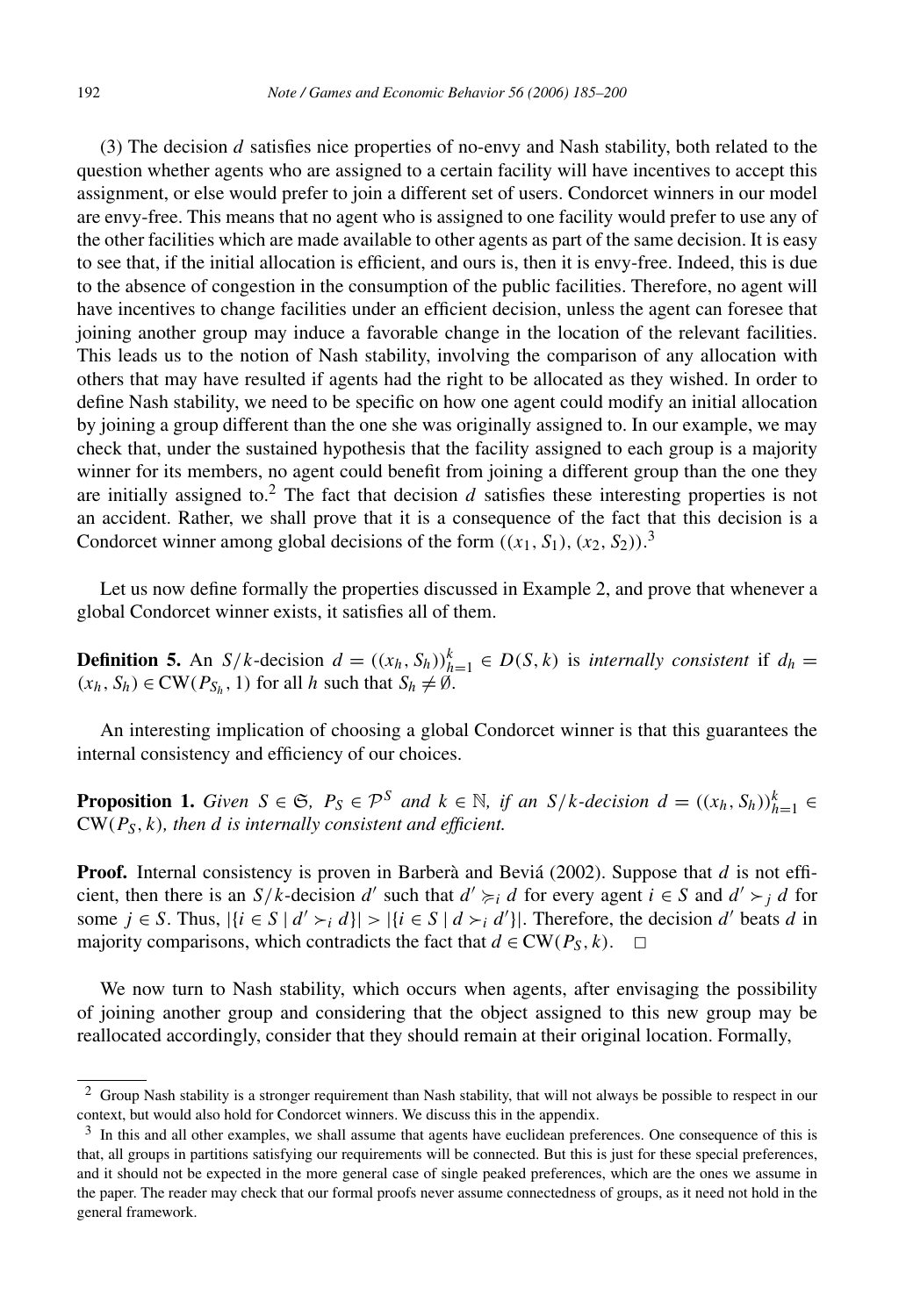(3) The decision $d$ satisfies nice properties of no-envy and Nash stability, both related to the question whether agents who are assigned to a certain facility will have incentives to accept this assignment, or else would prefer to join a different set of users. Condorcet winners in our model are envy-free. This means that no agent who is assigned to one facility would prefer to use any of the other facilities which are made available to other agents as part of the same decision. It is easy to see that, if the initial allocation is efficient, and ours is, then it is envy-free. Indeed, this is due to the absence of congestion in the consumption of the public facilities. Therefore, no agent will have incentives to change facilities under an efficient decision, unless the agent can foresee that joining another group may induce a favorable change in the location of the relevant facilities. This leads us to the notion of Nash stability, involving the comparison of any allocation with others that may have resulted if agents had the right to be allocated as they wished. In order to define Nash stability, we need to be specific on how one agent could modify an initial allocation by joining a group different than the one she was originally assigned to. In our example, we may check that, under the sustained hypothesis that the facility assigned to each group is a majority winner for its members, no agent could benefit from joining a different group than the one they are initially assigned to.[2] The fact that decision $d$ satisfies these interesting properties is not an accident. Rather, we shall prove that it is a consequence of the fact that this decision is a Condorcet winner among global decisions of the form $((x_1, S_1), (x_2, S_2))$.[3]

Let us now define formally the properties discussed in Example 2, and prove that whenever a global Condorcet winner exists, it satisfies all of them.

**Definition 5.** An $S/k$-decision $d = ((x_h, S_h))_{h=1}^{k} \in D(S, k)$ is *internally consistent* if $d_h = (x_h, S_h) \in \mathrm{CW}(P_{S_h}, 1)$ for all $h$ such that $S_h \neq \emptyset$.

An interesting implication of choosing a global Condorcet winner is that this guarantees the internal consistency and efficiency of our choices.

**Proposition 1.** *Given $S \in \mathfrak{S}$, $P_S \in \mathcal{P}^S$ and $k \in \mathbb{N}$, if an $S/k$-decision $d = ((x_h, S_h))_{h=1}^{k} \in \mathrm{CW}(P_S, k)$, then $d$ is internally consistent and efficient.*

**Proof.** Internal consistency is proven in Barberà and Beviá (2002). Suppose that $d$ is not efficient, then there is an $S/k$-decision $d'$ such that $d' \succcurlyeq_i d$ for every agent $i \in S$ and $d' \succ_j d$ for some $j \in S$. Thus, $|\{i \in S \mid d' \succ_i d\}| > |\{i \in S \mid d \succ_i d'\}|$. Therefore, the decision $d'$ beats $d$ in majority comparisons, which contradicts the fact that $d \in \mathrm{CW}(P_S, k)$. $\square$

We now turn to Nash stability, which occurs when agents, after envisaging the possibility of joining another group and considering that the object assigned to this new group may be reallocated accordingly, consider that they should remain at their original location. Formally,

---

[2] Group Nash stability is a stronger requirement than Nash stability, that will not always be possible to respect in our context, but would also hold for Condorcet winners. We discuss this in the appendix.

[3] In this and all other examples, we shall assume that agents have euclidean preferences. One consequence of this is that, all groups in partitions satisfying our requirements will be connected. But this is just for these special preferences, and it should not be expected in the more general case of single peaked preferences, which are the ones we assume in the paper. The reader may check that our formal proofs never assume connectedness of groups, as it need not hold in the general framework.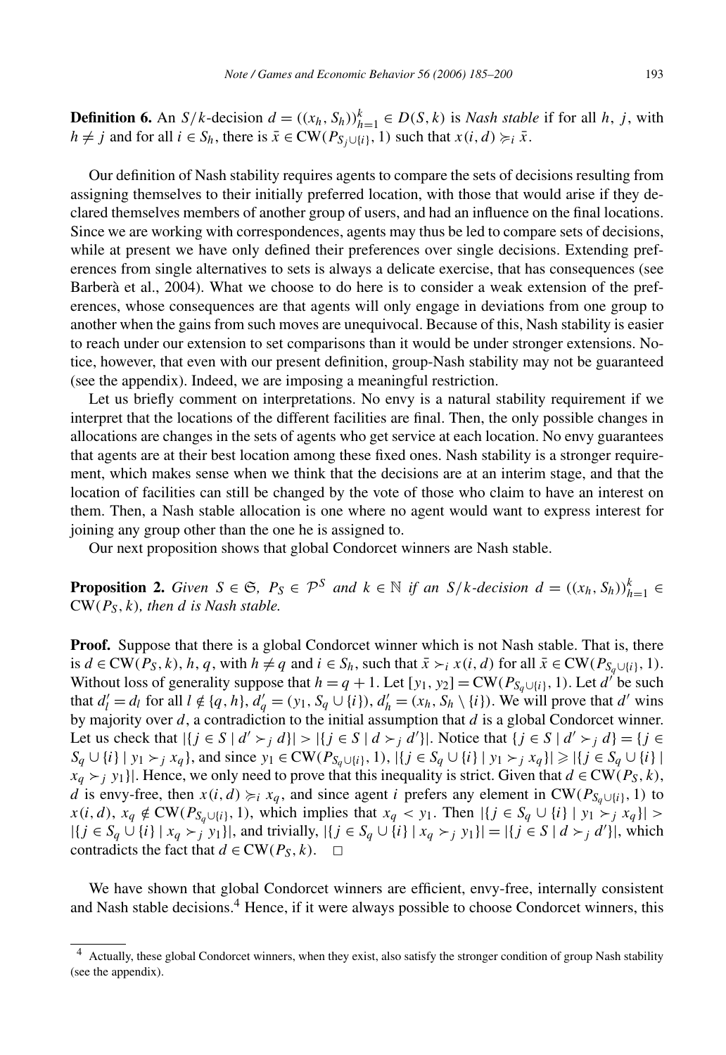**Definition 6.** An $S/k$-decision $d = ((x_h, S_h))_{h=1}^k \in D(S, k)$ is *Nash stable* if for all $h$, $j$, with $h \neq j$ and for all $i \in S_h$, there is $\bar{x} \in \mathrm{CW}(P_{S_j \cup \{i\}}, 1)$ such that $x(i, d) \succcurlyeq_i \bar{x}$.

Our definition of Nash stability requires agents to compare the sets of decisions resulting from assigning themselves to their initially preferred location, with those that would arise if they declared themselves members of another group of users, and had an influence on the final locations. Since we are working with correspondences, agents may thus be led to compare sets of decisions, while at present we have only defined their preferences over single decisions. Extending preferences from single alternatives to sets is always a delicate exercise, that has consequences (see Barberà et al., 2004). What we choose to do here is to consider a weak extension of the preferences, whose consequences are that agents will only engage in deviations from one group to another when the gains from such moves are unequivocal. Because of this, Nash stability is easier to reach under our extension to set comparisons than it would be under stronger extensions. Notice, however, that even with our present definition, group-Nash stability may not be guaranteed (see the appendix). Indeed, we are imposing a meaningful restriction.

Let us briefly comment on interpretations. No envy is a natural stability requirement if we interpret that the locations of the different facilities are final. Then, the only possible changes in allocations are changes in the sets of agents who get service at each location. No envy guarantees that agents are at their best location among these fixed ones. Nash stability is a stronger requirement, which makes sense when we think that the decisions are at an interim stage, and that the location of facilities can still be changed by the vote of those who claim to have an interest on them. Then, a Nash stable allocation is one where no agent would want to express interest for joining any group other than the one he is assigned to.

Our next proposition shows that global Condorcet winners are Nash stable.

**Proposition 2.** *Given $S \in \mathfrak{S}$, $P_S \in \mathcal{P}^S$ and $k \in \mathbb{N}$ if an $S/k$-decision $d = ((x_h, S_h))_{h=1}^k \in \mathrm{CW}(P_S, k)$, then $d$ is Nash stable.*

**Proof.** Suppose that there is a global Condorcet winner which is not Nash stable. That is, there is $d \in \mathrm{CW}(P_S, k)$, $h$, $q$, with $h \neq q$ and $i \in S_h$, such that $\bar{x} \succ_i x(i, d)$ for all $\bar{x} \in \mathrm{CW}(P_{S_q \cup \{i\}}, 1)$. Without loss of generality suppose that $h = q + 1$. Let $[y_1, y_2] = \mathrm{CW}(P_{S_q \cup \{i\}}, 1)$. Let $d'$ be such that $d'_l = d_l$ for all $l \notin \{q, h\}$, $d'_q = (y_1, S_q \cup \{i\})$, $d'_h = (x_h, S_h \setminus \{i\})$. We will prove that $d'$ wins by majority over $d$, a contradiction to the initial assumption that $d$ is a global Condorcet winner. Let us check that $|\{j \in S \mid d' \succ_j d\}| > |\{j \in S \mid d \succ_j d'\}|$. Notice that $\{j \in S \mid d' \succ_j d\} = \{j \in S_q \cup \{i\} \mid y_1 \succ_j x_q\}$, and since $y_1 \in \mathrm{CW}(P_{S_q \cup \{i\}}, 1)$, $|\{j \in S_q \cup \{i\} \mid y_1 \succ_j x_q\}| \geqslant |\{j \in S_q \cup \{i\} \mid x_q \succ_j y_1\}|$. Hence, we only need to prove that this inequality is strict. Given that $d \in \mathrm{CW}(P_S, k)$, $d$ is envy-free, then $x(i, d) \succcurlyeq_i x_q$, and since agent $i$ prefers any element in $\mathrm{CW}(P_{S_q \cup \{i\}}, 1)$ to $x(i, d)$, $x_q \notin \mathrm{CW}(P_{S_q \cup \{i\}}, 1)$, which implies that $x_q < y_1$. Then $|\{j \in S_q \cup \{i\} \mid y_1 \succ_j x_q\}| > |\{j \in S_q \cup \{i\} \mid x_q \succ_j y_1\}|$, and trivially, $|\{j \in S_q \cup \{i\} \mid x_q \succ_j y_1\}| = |\{j \in S \mid d \succ_j d'\}|$, which contradicts the fact that $d \in \mathrm{CW}(P_S, k)$. $\square$

We have shown that global Condorcet winners are efficient, envy-free, internally consistent and Nash stable decisions.[4] Hence, if it were always possible to choose Condorcet winners, this

[4] Actually, these global Condorcet winners, when they exist, also satisfy the stronger condition of group Nash stability (see the appendix).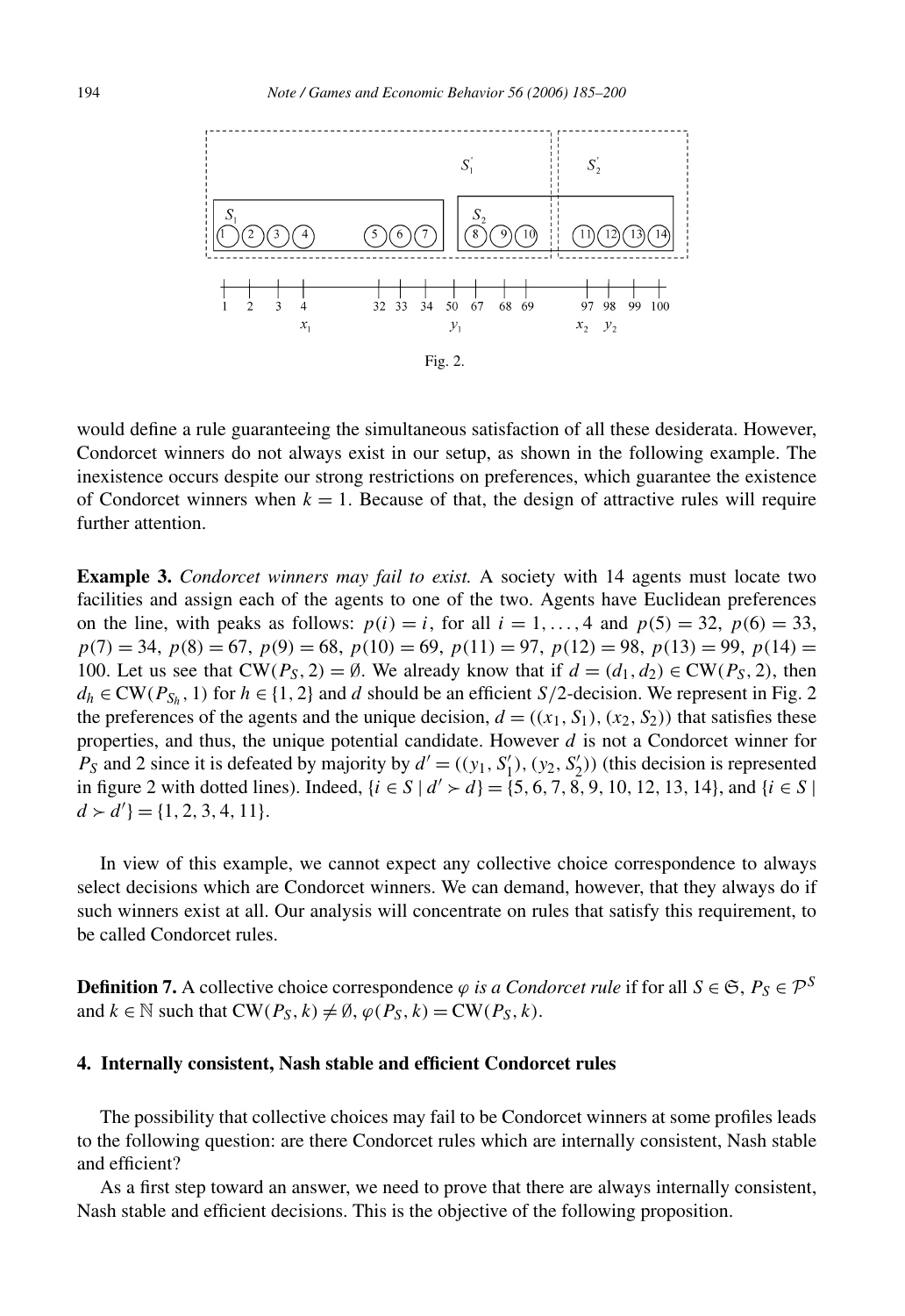Fig. 2.

would define a rule guaranteeing the simultaneous satisfaction of all these desiderata. However, Condorcet winners do not always exist in our setup, as shown in the following example. The inexistence occurs despite our strong restrictions on preferences, which guarantee the existence of Condorcet winners when $k = 1$. Because of that, the design of attractive rules will require further attention.

**Example 3.** *Condorcet winners may fail to exist.* A society with 14 agents must locate two facilities and assign each of the agents to one of the two. Agents have Euclidean preferences on the line, with peaks as follows: $p(i) = i$, for all $i = 1, \ldots, 4$ and $p(5) = 32$, $p(6) = 33$, $p(7) = 34$, $p(8) = 67$, $p(9) = 68$, $p(10) = 69$, $p(11) = 97$, $p(12) = 98$, $p(13) = 99$, $p(14) = 100$. Let us see that $\mathrm{CW}(P_S, 2) = \emptyset$. We already know that if $d = (d_1, d_2) \in \mathrm{CW}(P_S, 2)$, then $d_h \in \mathrm{CW}(P_{S_h}, 1)$ for $h \in \{1, 2\}$ and $d$ should be an efficient $S/2$-decision. We represent in Fig. 2 the preferences of the agents and the unique decision, $d = ((x_1, S_1), (x_2, S_2))$ that satisfies these properties, and thus, the unique potential candidate. However $d$ is not a Condorcet winner for $P_S$ and 2 since it is defeated by majority by $d' = ((y_1, S_1'), (y_2, S_2'))$ (this decision is represented in figure 2 with dotted lines). Indeed, $\{i \in S \mid d' \succ d\} = \{5, 6, 7, 8, 9, 10, 12, 13, 14\}$, and $\{i \in S \mid d \succ d'\} = \{1, 2, 3, 4, 11\}$.

In view of this example, we cannot expect any collective choice correspondence to always select decisions which are Condorcet winners. We can demand, however, that they always do if such winners exist at all. Our analysis will concentrate on rules that satisfy this requirement, to be called Condorcet rules.

**Definition 7.** A collective choice correspondence $\varphi$ *is a Condorcet rule* if for all $S \in \mathfrak{S}$, $P_S \in \mathcal{P}^S$ and $k \in \mathbb{N}$ such that $\mathrm{CW}(P_S, k) \neq \emptyset$, $\varphi(P_S, k) = \mathrm{CW}(P_S, k)$.

## 4. Internally consistent, Nash stable and efficient Condorcet rules

The possibility that collective choices may fail to be Condorcet winners at some profiles leads to the following question: are there Condorcet rules which are internally consistent, Nash stable and efficient?

As a first step toward an answer, we need to prove that there are always internally consistent, Nash stable and efficient decisions. This is the objective of the following proposition.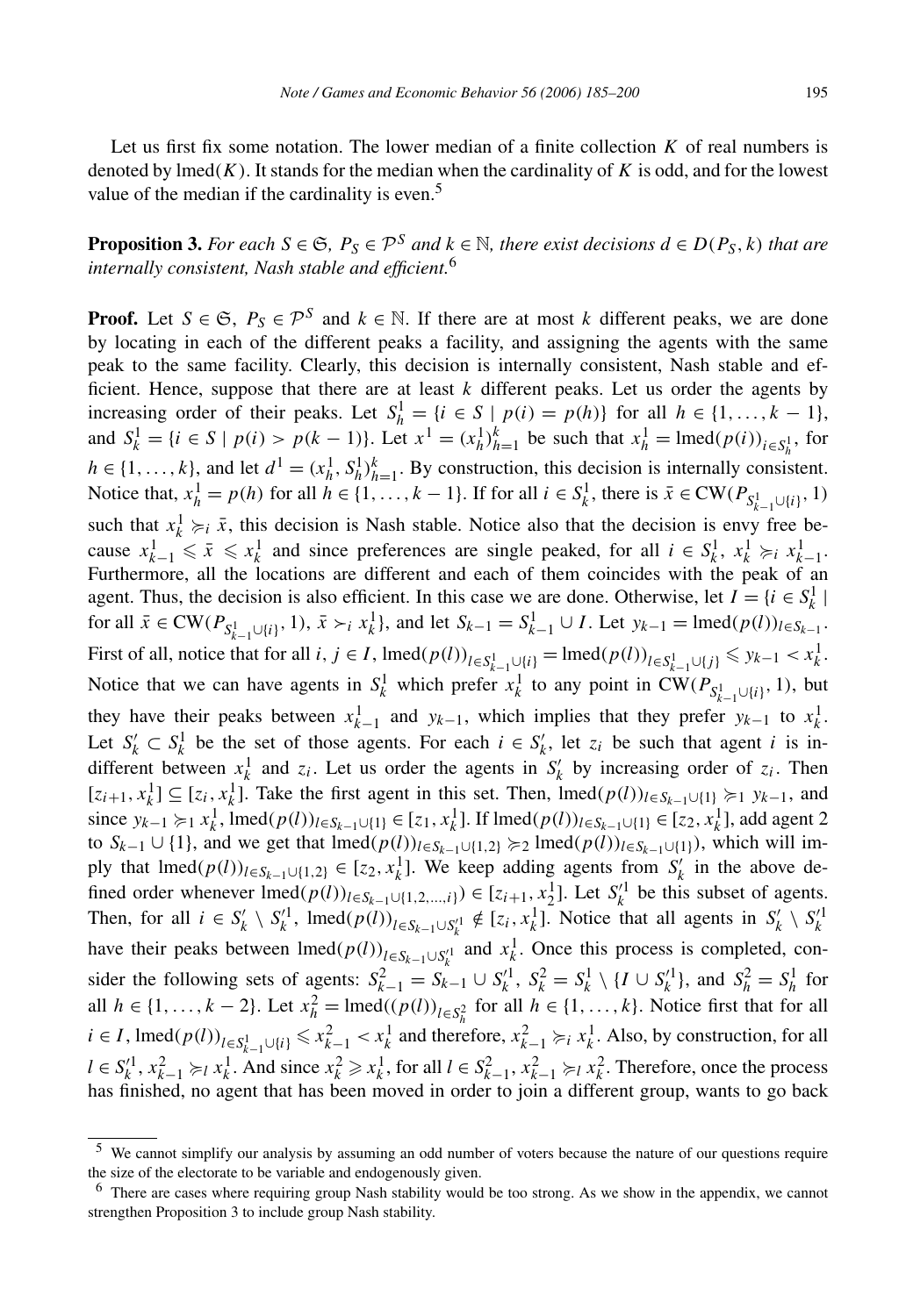Let us first fix some notation. The lower median of a finite collection $K$ of real numbers is denoted by $\mathrm{lmed}(K)$. It stands for the median when the cardinality of $K$ is odd, and for the lowest value of the median if the cardinality is even.[5]

**Proposition 3.** *For each $S \in \mathfrak{S}$, $P_S \in \mathcal{P}^S$ and $k \in \mathbb{N}$, there exist decisions $d \in D(P_S, k)$ that are internally consistent, Nash stable and efficient.*[6]

**Proof.** Let $S \in \mathfrak{S}$, $P_S \in \mathcal{P}^S$ and $k \in \mathbb{N}$. If there are at most $k$ different peaks, we are done by locating in each of the different peaks a facility, and assigning the agents with the same peak to the same facility. Clearly, this decision is internally consistent, Nash stable and efficient. Hence, suppose that there are at least $k$ different peaks. Let us order the agents by increasing order of their peaks. Let $S_h^1 = \{i \in S \mid p(i) = p(h)\}$ for all $h \in \{1, \ldots, k-1\}$, and $S_k^1 = \{i \in S \mid p(i) > p(k-1)\}$. Let $x^1 = (x_h^1)_{h=1}^k$ be such that $x_h^1 = \mathrm{lmed}(p(i))_{i \in S_h^1}$, for $h \in \{1, \ldots, k\}$, and let $d^1 = (x_h^1, S_h^1)_{h=1}^k$. By construction, this decision is internally consistent. Notice that, $x_h^1 = p(h)$ for all $h \in \{1, \ldots, k-1\}$. If for all $i \in S_k^1$, there is $\bar{x} \in \mathrm{CW}(P_{S_{k-1}^1 \cup \{i\}}, 1)$ such that $x_k^1 \succcurlyeq_i \bar{x}$, this decision is Nash stable. Notice also that the decision is envy free because $x_{k-1}^1 \leqslant \bar{x} \leqslant x_k^1$ and since preferences are single peaked, for all $i \in S_k^1$, $x_k^1 \succcurlyeq_i x_{k-1}^1$. Furthermore, all the locations are different and each of them coincides with the peak of an agent. Thus, the decision is also efficient. In this case we are done. Otherwise, let $I = \{i \in S_k^1 \mid$ for all $\bar{x} \in \mathrm{CW}(P_{S_{k-1}^1 \cup \{i\}}, 1)$, $\bar{x} \succ_i x_k^1\}$, and let $S_{k-1} = S_{k-1}^1 \cup I$. Let $y_{k-1} = \mathrm{lmed}(p(l))_{l \in S_{k-1}}$. First of all, notice that for all $i, j \in I$, $\mathrm{lmed}(p(l))_{l \in S_{k-1}^1 \cup \{i\}} = \mathrm{lmed}(p(l))_{l \in S_{k-1}^1 \cup \{j\}} \leqslant y_{k-1} < x_k^1$. Notice that we can have agents in $S_k^1$ which prefer $x_k^1$ to any point in $\mathrm{CW}(P_{S_{k-1}^1 \cup \{i\}}, 1)$, but they have their peaks between $x_{k-1}^1$ and $y_{k-1}$, which implies that they prefer $y_{k-1}$ to $x_k^1$. Let $S_k' \subset S_k^1$ be the set of those agents. For each $i \in S_k'$, let $z_i$ be such that agent $i$ is indifferent between $x_k^1$ and $z_i$. Let us order the agents in $S_k'$ by increasing order of $z_i$. Then $[z_{i+1}, x_k^1] \subseteq [z_i, x_k^1]$. Take the first agent in this set. Then, $\mathrm{lmed}(p(l))_{l \in S_{k-1} \cup \{1\}} \succcurlyeq_1 y_{k-1}$, and since $y_{k-1} \succcurlyeq_1 x_k^1$, $\mathrm{lmed}(p(l))_{l \in S_{k-1} \cup \{1\}} \in [z_1, x_k^1]$. If $\mathrm{lmed}(p(l))_{l \in S_{k-1} \cup \{1\}} \in [z_2, x_k^1]$, add agent 2 to $S_{k-1} \cup \{1\}$, and we get that $\mathrm{lmed}(p(l))_{l \in S_{k-1} \cup \{1,2\}} \succcurlyeq_2 \mathrm{lmed}(p(l))_{l \in S_{k-1} \cup \{1\}})$, which will imply that $\mathrm{lmed}(p(l))_{l \in S_{k-1} \cup \{1,2\}} \in [z_2, x_k^1]$. We keep adding agents from $S_k'$ in the above defined order whenever $\mathrm{lmed}(p(l))_{l \in S_{k-1} \cup \{1,2,\ldots,i\}}) \in [z_{i+1}, x_2^1]$. Let $S_k'^1$ be this subset of agents. Then, for all $i \in S_k' \setminus S_k'^1$, $\mathrm{lmed}(p(l))_{l \in S_{k-1} \cup S_k'^1} \notin [z_i, x_k^1]$. Notice that all agents in $S_k' \setminus S_k'^1$ have their peaks between $\mathrm{lmed}(p(l))_{l \in S_{k-1} \cup S_k'^1}$ and $x_k^1$. Once this process is completed, consider the following sets of agents: $S_{k-1}^2 = S_{k-1} \cup S_k'^1$, $S_k^2 = S_k^1 \setminus \{I \cup S_k'^1\}$, and $S_h^2 = S_h^1$ for all $h \in \{1, \ldots, k-2\}$. Let $x_h^2 = \mathrm{lmed}((p(l))_{l \in S_h^2}$ for all $h \in \{1, \ldots, k\}$. Notice first that for all $i \in I$, $\mathrm{lmed}(p(l))_{l \in S_{k-1}^1 \cup \{i\}} \leqslant x_{k-1}^2 < x_k^1$ and therefore, $x_{k-1}^2 \succcurlyeq_i x_k^1$. Also, by construction, for all $l \in S_k'^1$, $x_{k-1}^2 \succcurlyeq_l x_k^1$. And since $x_k^2 \geqslant x_k^1$, for all $l \in S_{k-1}^2$, $x_{k-1}^2 \succcurlyeq_l x_k^2$. Therefore, once the process has finished, no agent that has been moved in order to join a different group, wants to go back

---

[5] We cannot simplify our analysis by assuming an odd number of voters because the nature of our questions require the size of the electorate to be variable and endogenously given.

[6] There are cases where requiring group Nash stability would be too strong. As we show in the appendix, we cannot strengthen Proposition 3 to include group Nash stability.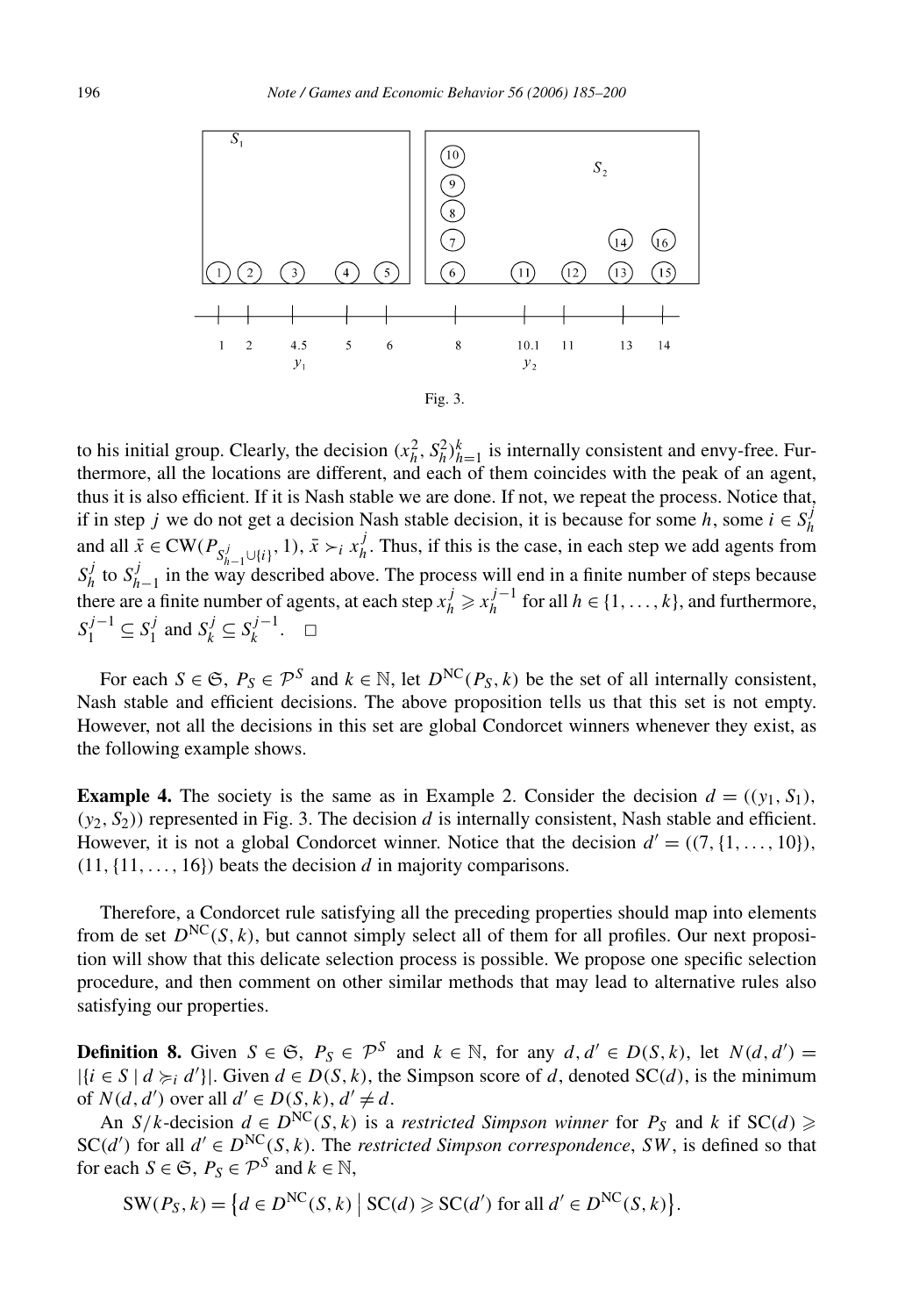Fig. 3.

to his initial group. Clearly, the decision $(x_h^2, S_h^2)_{h=1}^k$ is internally consistent and envy-free. Furthermore, all the locations are different, and each of them coincides with the peak of an agent, thus it is also efficient. If it is Nash stable we are done. If not, we repeat the process. Notice that, if in step $j$ we do not get a decision Nash stable decision, it is because for some $h$, some $i \in S_h^j$ and all $\bar{x} \in \mathrm{CW}(P_{S_{h-1}^j \cup \{i\}}, 1)$, $\bar{x} \succ_i x_h^j$. Thus, if this is the case, in each step we add agents from $S_h^j$ to $S_{h-1}^j$ in the way described above. The process will end in a finite number of steps because there are a finite number of agents, at each step $x_h^j \geqslant x_h^{j-1}$ for all $h \in \{1, \ldots, k\}$, and furthermore, $S_1^{j-1} \subseteq S_1^j$ and $S_k^j \subseteq S_k^{j-1}$. $\square$

For each $S \in \mathfrak{S}$, $P_S \in \mathcal{P}^S$ and $k \in \mathbb{N}$, let $D^{\mathrm{NC}}(P_S, k)$ be the set of all internally consistent, Nash stable and efficient decisions. The above proposition tells us that this set is not empty. However, not all the decisions in this set are global Condorcet winners whenever they exist, as the following example shows.

**Example 4.** The society is the same as in Example 2. Consider the decision $d = ((y_1, S_1), (y_2, S_2))$ represented in Fig. 3. The decision $d$ is internally consistent, Nash stable and efficient. However, it is not a global Condorcet winner. Notice that the decision $d' = ((7, \{1, \ldots, 10\}), (11, \{11, \ldots, 16\})$ beats the decision $d$ in majority comparisons.

Therefore, a Condorcet rule satisfying all the preceding properties should map into elements from de set $D^{\mathrm{NC}}(S, k)$, but cannot simply select all of them for all profiles. Our next proposition will show that this delicate selection process is possible. We propose one specific selection procedure, and then comment on other similar methods that may lead to alternative rules also satisfying our properties.

**Definition 8.** Given $S \in \mathfrak{S}$, $P_S \in \mathcal{P}^S$ and $k \in \mathbb{N}$, for any $d, d' \in D(S, k)$, let $N(d, d') = |\{i \in S \mid d \succcurlyeq_i d'\}|$. Given $d \in D(S, k)$, the Simpson score of $d$, denoted $\mathrm{SC}(d)$, is the minimum of $N(d, d')$ over all $d' \in D(S, k)$, $d' \neq d$.

An $S/k$-decision $d \in D^{\mathrm{NC}}(S, k)$ is a *restricted Simpson winner* for $P_S$ and $k$ if $\mathrm{SC}(d) \geqslant \mathrm{SC}(d')$ for all $d' \in D^{\mathrm{NC}}(S, k)$. The *restricted Simpson correspondence*, $SW$, is defined so that for each $S \in \mathfrak{S}$, $P_S \in \mathcal{P}^S$ and $k \in \mathbb{N}$,

$$\mathrm{SW}(P_S, k) = \{d \in D^{\mathrm{NC}}(S, k) \mid \mathrm{SC}(d) \geqslant \mathrm{SC}(d') \text{ for all } d' \in D^{\mathrm{NC}}(S, k)\}.$$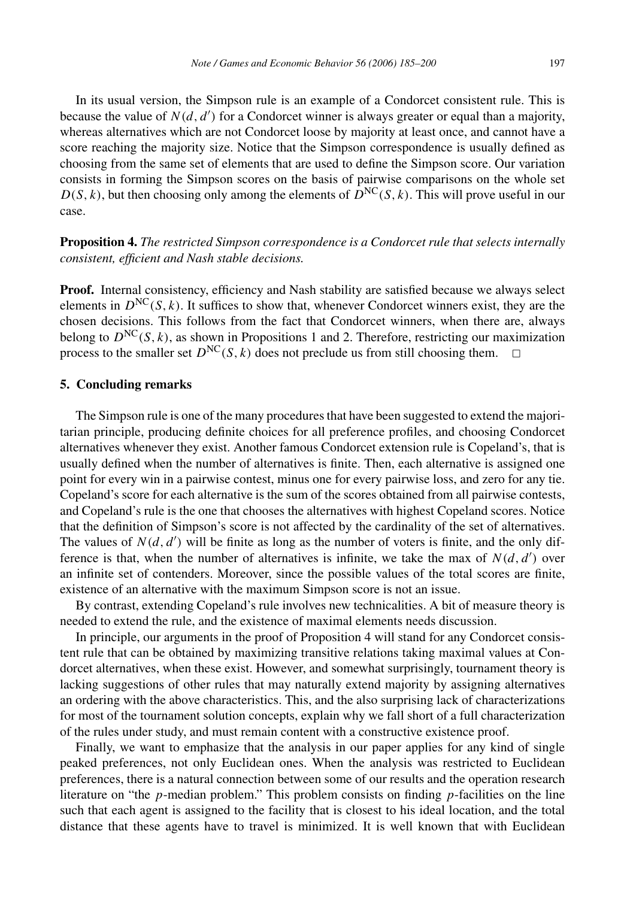In its usual version, the Simpson rule is an example of a Condorcet consistent rule. This is because the value of $N(d, d')$ for a Condorcet winner is always greater or equal than a majority, whereas alternatives which are not Condorcet loose by majority at least once, and cannot have a score reaching the majority size. Notice that the Simpson correspondence is usually defined as choosing from the same set of elements that are used to define the Simpson score. Our variation consists in forming the Simpson scores on the basis of pairwise comparisons on the whole set $D(S, k)$, but then choosing only among the elements of $D^{\mathrm{NC}}(S, k)$. This will prove useful in our case.

**Proposition 4.** *The restricted Simpson correspondence is a Condorcet rule that selects internally consistent, efficient and Nash stable decisions.*

**Proof.** Internal consistency, efficiency and Nash stability are satisfied because we always select elements in $D^{\mathrm{NC}}(S, k)$. It suffices to show that, whenever Condorcet winners exist, they are the chosen decisions. This follows from the fact that Condorcet winners, when there are, always belong to $D^{\mathrm{NC}}(S, k)$, as shown in Propositions 1 and 2. Therefore, restricting our maximization process to the smaller set $D^{\mathrm{NC}}(S, k)$ does not preclude us from still choosing them. □

## 5. Concluding remarks

The Simpson rule is one of the many procedures that have been suggested to extend the majoritarian principle, producing definite choices for all preference profiles, and choosing Condorcet alternatives whenever they exist. Another famous Condorcet extension rule is Copeland's, that is usually defined when the number of alternatives is finite. Then, each alternative is assigned one point for every win in a pairwise contest, minus one for every pairwise loss, and zero for any tie. Copeland's score for each alternative is the sum of the scores obtained from all pairwise contests, and Copeland's rule is the one that chooses the alternatives with highest Copeland scores. Notice that the definition of Simpson's score is not affected by the cardinality of the set of alternatives. The values of $N(d, d')$ will be finite as long as the number of voters is finite, and the only difference is that, when the number of alternatives is infinite, we take the max of $N(d, d')$ over an infinite set of contenders. Moreover, since the possible values of the total scores are finite, existence of an alternative with the maximum Simpson score is not an issue.

By contrast, extending Copeland's rule involves new technicalities. A bit of measure theory is needed to extend the rule, and the existence of maximal elements needs discussion.

In principle, our arguments in the proof of Proposition 4 will stand for any Condorcet consistent rule that can be obtained by maximizing transitive relations taking maximal values at Condorcet alternatives, when these exist. However, and somewhat surprisingly, tournament theory is lacking suggestions of other rules that may naturally extend majority by assigning alternatives an ordering with the above characteristics. This, and the also surprising lack of characterizations for most of the tournament solution concepts, explain why we fall short of a full characterization of the rules under study, and must remain content with a constructive existence proof.

Finally, we want to emphasize that the analysis in our paper applies for any kind of single peaked preferences, not only Euclidean ones. When the analysis was restricted to Euclidean preferences, there is a natural connection between some of our results and the operation research literature on "the $p$-median problem." This problem consists on finding $p$-facilities on the line such that each agent is assigned to the facility that is closest to his ideal location, and the total distance that these agents have to travel is minimized. It is well known that with Euclidean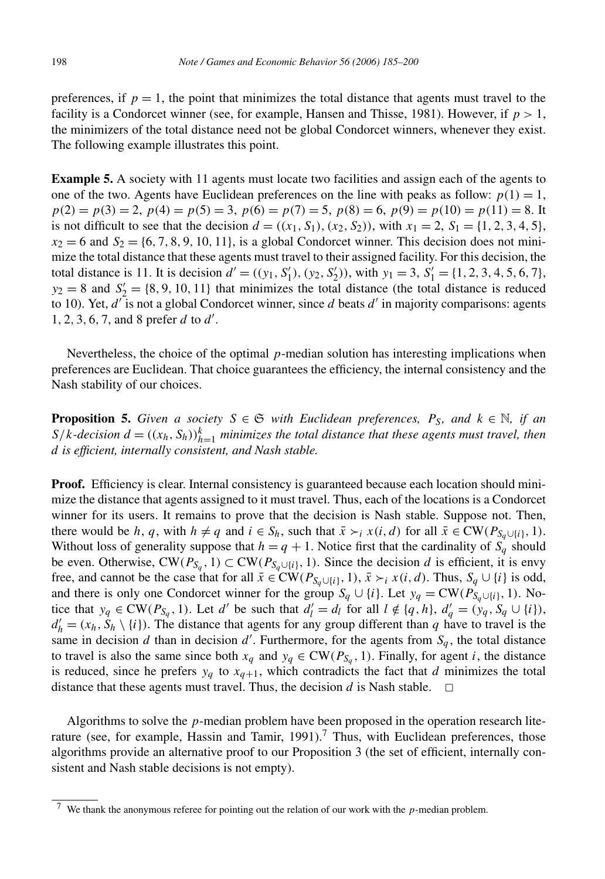preferences, if $p = 1$, the point that minimizes the total distance that agents must travel to the facility is a Condorcet winner (see, for example, Hansen and Thisse, 1981). However, if $p > 1$, the minimizers of the total distance need not be global Condorcet winners, whenever they exist. The following example illustrates this point.

**Example 5.** A society with 11 agents must locate two facilities and assign each of the agents to one of the two. Agents have Euclidean preferences on the line with peaks as follow: $p(1) = 1$, $p(2) = p(3) = 2$, $p(4) = p(5) = 3$, $p(6) = p(7) = 5$, $p(8) = 6$, $p(9) = p(10) = p(11) = 8$. It is not difficult to see that the decision $d = ((x_1, S_1), (x_2, S_2))$, with $x_1 = 2$, $S_1 = \{1, 2, 3, 4, 5\}$, $x_2 = 6$ and $S_2 = \{6, 7, 8, 9, 10, 11\}$, is a global Condorcet winner. This decision does not minimize the total distance that these agents must travel to their assigned facility. For this decision, the total distance is 11. It is decision $d' = ((y_1, S'_1), (y_2, S'_2))$, with $y_1 = 3$, $S'_1 = \{1, 2, 3, 4, 5, 6, 7\}$, $y_2 = 8$ and $S'_2 = \{8, 9, 10, 11\}$ that minimizes the total distance (the total distance is reduced to 10). Yet, $d'$ is not a global Condorcet winner, since $d$ beats $d'$ in majority comparisons: agents 1, 2, 3, 6, 7, and 8 prefer $d$ to $d'$.

Nevertheless, the choice of the optimal $p$-median solution has interesting implications when preferences are Euclidean. That choice guarantees the efficiency, the internal consistency and the Nash stability of our choices.

**Proposition 5.** *Given a society $S \in \mathfrak{S}$ with Euclidean preferences, $P_S$, and $k \in \mathbb{N}$, if an $S/k$-decision $d = ((x_h, S_h))_{h=1}^{k}$ minimizes the total distance that these agents must travel, then $d$ is efficient, internally consistent, and Nash stable.*

**Proof.** Efficiency is clear. Internal consistency is guaranteed because each location should minimize the distance that agents assigned to it must travel. Thus, each of the locations is a Condorcet winner for its users. It remains to prove that the decision is Nash stable. Suppose not. Then, there would be $h$, $q$, with $h \neq q$ and $i \in S_h$, such that $\bar{x} \succ_i x(i, d)$ for all $\bar{x} \in \mathrm{CW}(P_{S_q \cup \{i\}}, 1)$. Without loss of generality suppose that $h = q + 1$. Notice first that the cardinality of $S_q$ should be even. Otherwise, $\mathrm{CW}(P_{S_q}, 1) \subset \mathrm{CW}(P_{S_q \cup \{i\}}, 1)$. Since the decision $d$ is efficient, it is envy free, and cannot be the case that for all $\bar{x} \in \mathrm{CW}(P_{S_q \cup \{i\}}, 1)$, $\bar{x} \succ_i x(i, d)$. Thus, $S_q \cup \{i\}$ is odd, and there is only one Condorcet winner for the group $S_q \cup \{i\}$. Let $y_q = \mathrm{CW}(P_{S_q \cup \{i\}}, 1)$. Notice that $y_q \in \mathrm{CW}(P_{S_q}, 1)$. Let $d'$ be such that $d'_l = d_l$ for all $l \notin \{q, h\}$, $d'_q = (y_q, S_q \cup \{i\})$, $d'_h = (x_h, S_h \setminus \{i\})$. The distance that agents for any group different than $q$ have to travel is the same in decision $d$ than in decision $d'$. Furthermore, for the agents from $S_q$, the total distance to travel is also the same since both $x_q$ and $y_q \in \mathrm{CW}(P_{S_q}, 1)$. Finally, for agent $i$, the distance is reduced, since he prefers $y_q$ to $x_{q+1}$, which contradicts the fact that $d$ minimizes the total distance that these agents must travel. Thus, the decision $d$ is Nash stable. □

Algorithms to solve the $p$-median problem have been proposed in the operation research literature (see, for example, Hassin and Tamir, 1991).[7] Thus, with Euclidean preferences, those algorithms provide an alternative proof to our Proposition 3 (the set of efficient, internally consistent and Nash stable decisions is not empty).

[7] We thank the anonymous referee for pointing out the relation of our work with the $p$-median problem.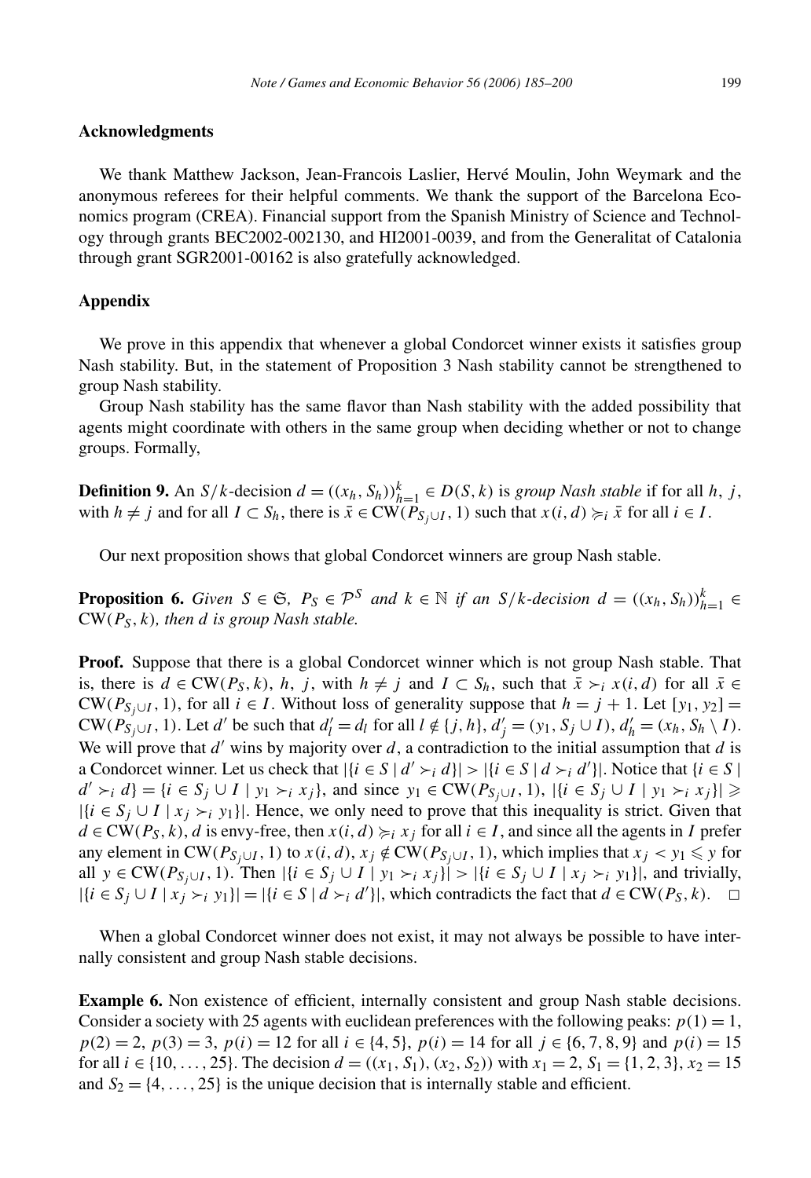## Acknowledgments

We thank Matthew Jackson, Jean-Francois Laslier, Hervé Moulin, John Weymark and the anonymous referees for their helpful comments. We thank the support of the Barcelona Economics program (CREA). Financial support from the Spanish Ministry of Science and Technology through grants BEC2002-002130, and HI2001-0039, and from the Generalitat of Catalonia through grant SGR2001-00162 is also gratefully acknowledged.

## Appendix

We prove in this appendix that whenever a global Condorcet winner exists it satisfies group Nash stability. But, in the statement of Proposition 3 Nash stability cannot be strengthened to group Nash stability.

Group Nash stability has the same flavor than Nash stability with the added possibility that agents might coordinate with others in the same group when deciding whether or not to change groups. Formally,

**Definition 9.** An $S/k$-decision $d = ((x_h, S_h))_{h=1}^k \in D(S, k)$ is *group Nash stable* if for all $h$, $j$, with $h \neq j$ and for all $I \subset S_h$, there is $\bar{x} \in \mathrm{CW}(P_{S_j \cup I}, 1)$ such that $x(i, d) \succcurlyeq_i \bar{x}$ for all $i \in I$.

Our next proposition shows that global Condorcet winners are group Nash stable.

**Proposition 6.** *Given $S \in \mathfrak{S}$, $P_S \in \mathcal{P}^S$ and $k \in \mathbb{N}$ if an $S/k$-decision $d = ((x_h, S_h))_{h=1}^k \in \mathrm{CW}(P_S, k)$, then $d$ is group Nash stable.*

**Proof.** Suppose that there is a global Condorcet winner which is not group Nash stable. That is, there is $d \in \mathrm{CW}(P_S, k)$, $h$, $j$, with $h \neq j$ and $I \subset S_h$, such that $\bar{x} \succ_i x(i, d)$ for all $\bar{x} \in \mathrm{CW}(P_{S_j \cup I}, 1)$, for all $i \in I$. Without loss of generality suppose that $h = j + 1$. Let $[y_1, y_2] = \mathrm{CW}(P_{S_j \cup I}, 1)$. Let $d'$ be such that $d'_l = d_l$ for all $l \notin \{j, h\}$, $d'_j = (y_1, S_j \cup I)$, $d'_h = (x_h, S_h \setminus I)$. We will prove that $d'$ wins by majority over $d$, a contradiction to the initial assumption that $d$ is a Condorcet winner. Let us check that $|\{i \in S \mid d' \succ_i d\}| > |\{i \in S \mid d \succ_i d'\}|$. Notice that $\{i \in S \mid d' \succ_i d\} = \{i \in S_j \cup I \mid y_1 \succ_i x_j\}$, and since $y_1 \in \mathrm{CW}(P_{S_j \cup I}, 1)$, $|\{i \in S_j \cup I \mid y_1 \succ_i x_j\}| \geqslant |\{i \in S_j \cup I \mid x_j \succ_i y_1\}|$. Hence, we only need to prove that this inequality is strict. Given that $d \in \mathrm{CW}(P_S, k)$, $d$ is envy-free, then $x(i, d) \succcurlyeq_i x_j$ for all $i \in I$, and since all the agents in $I$ prefer any element in $\mathrm{CW}(P_{S_j \cup I}, 1)$ to $x(i, d)$, $x_j \notin \mathrm{CW}(P_{S_j \cup I}, 1)$, which implies that $x_j < y_1 \leqslant y$ for all $y \in \mathrm{CW}(P_{S_j \cup I}, 1)$. Then $|\{i \in S_j \cup I \mid y_1 \succ_i x_j\}| > |\{i \in S_j \cup I \mid x_j \succ_i y_1\}|$, and trivially, $|\{i \in S_j \cup I \mid x_j \succ_i y_1\}| = |\{i \in S \mid d \succ_i d'\}|$, which contradicts the fact that $d \in \mathrm{CW}(P_S, k)$. $\square$

When a global Condorcet winner does not exist, it may not always be possible to have internally consistent and group Nash stable decisions.

**Example 6.** Non existence of efficient, internally consistent and group Nash stable decisions. Consider a society with 25 agents with euclidean preferences with the following peaks: $p(1) = 1$, $p(2) = 2$, $p(3) = 3$, $p(i) = 12$ for all $i \in \{4, 5\}$, $p(i) = 14$ for all $j \in \{6, 7, 8, 9\}$ and $p(i) = 15$ for all $i \in \{10, \ldots, 25\}$. The decision $d = ((x_1, S_1), (x_2, S_2))$ with $x_1 = 2$, $S_1 = \{1, 2, 3\}$, $x_2 = 15$ and $S_2 = \{4, \ldots, 25\}$ is the unique decision that is internally stable and efficient.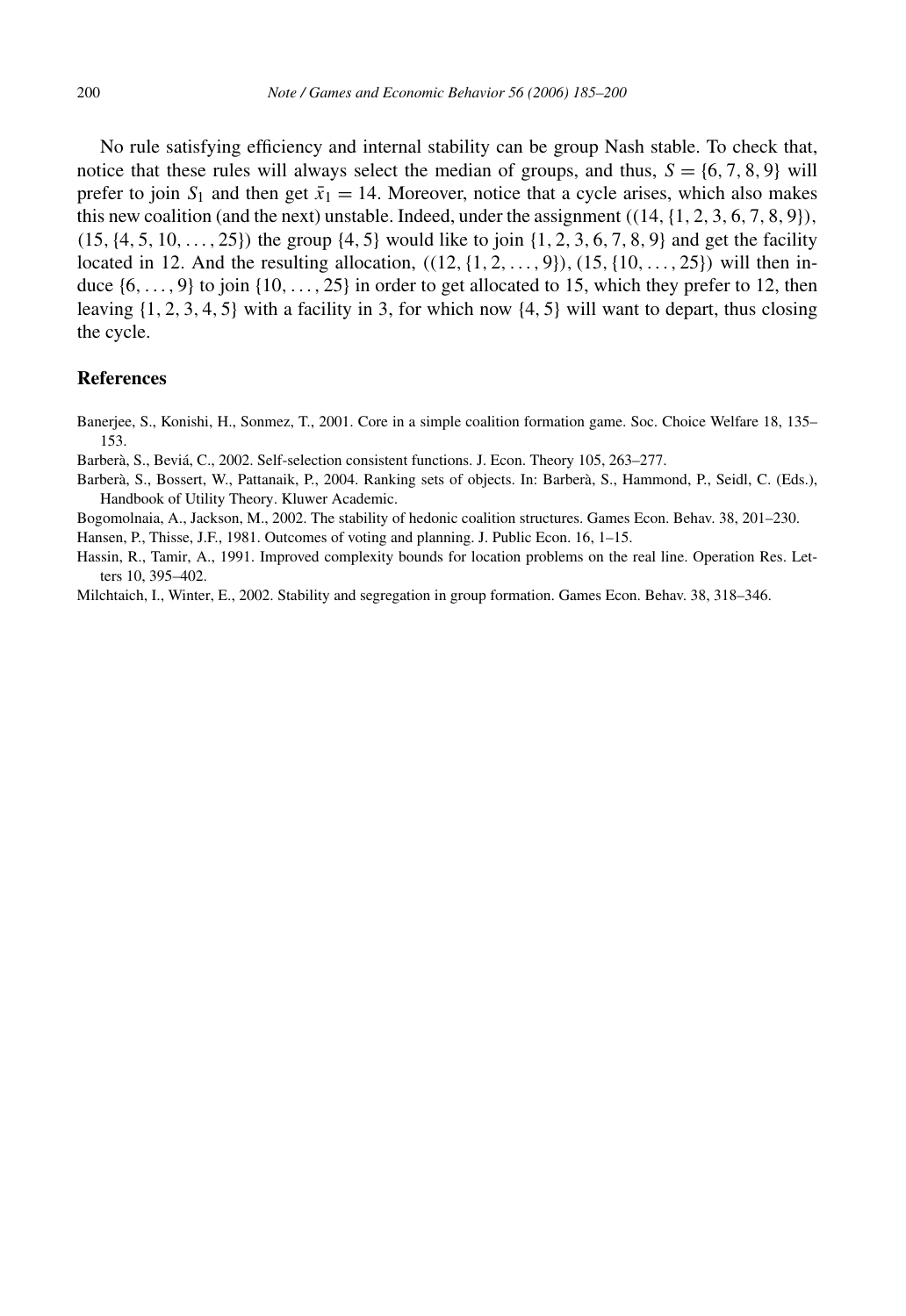No rule satisfying efficiency and internal stability can be group Nash stable. To check that, notice that these rules will always select the median of groups, and thus, $S = \{6, 7, 8, 9\}$ will prefer to join $S_1$ and then get $\bar{x}_1 = 14$. Moreover, notice that a cycle arises, which also makes this new coalition (and the next) unstable. Indeed, under the assignment $((14, \{1, 2, 3, 6, 7, 8, 9\}),$ $(15, \{4, 5, 10, \ldots, 25\})$ the group $\{4, 5\}$ would like to join $\{1, 2, 3, 6, 7, 8, 9\}$ and get the facility located in 12. And the resulting allocation, $((12, \{1, 2, \ldots, 9\}), (15, \{10, \ldots, 25\})$ will then induce $\{6, \ldots, 9\}$ to join $\{10, \ldots, 25\}$ in order to get allocated to 15, which they prefer to 12, then leaving $\{1, 2, 3, 4, 5\}$ with a facility in 3, for which now $\{4, 5\}$ will want to depart, thus closing the cycle.

## References

Banerjee, S., Konishi, H., Sonmez, T., 2001. Core in a simple coalition formation game. Soc. Choice Welfare 18, 135–153.

Barberà, S., Beviá, C., 2002. Self-selection consistent functions. J. Econ. Theory 105, 263–277.

Barberà, S., Bossert, W., Pattanaik, P., 2004. Ranking sets of objects. In: Barberà, S., Hammond, P., Seidl, C. (Eds.), Handbook of Utility Theory. Kluwer Academic.

Bogomolnaia, A., Jackson, M., 2002. The stability of hedonic coalition structures. Games Econ. Behav. 38, 201–230.

Hansen, P., Thisse, J.F., 1981. Outcomes of voting and planning. J. Public Econ. 16, 1–15.

Hassin, R., Tamir, A., 1991. Improved complexity bounds for location problems on the real line. Operation Res. Letters 10, 395–402.

Milchtaich, I., Winter, E., 2002. Stability and segregation in group formation. Games Econ. Behav. 38, 318–346.